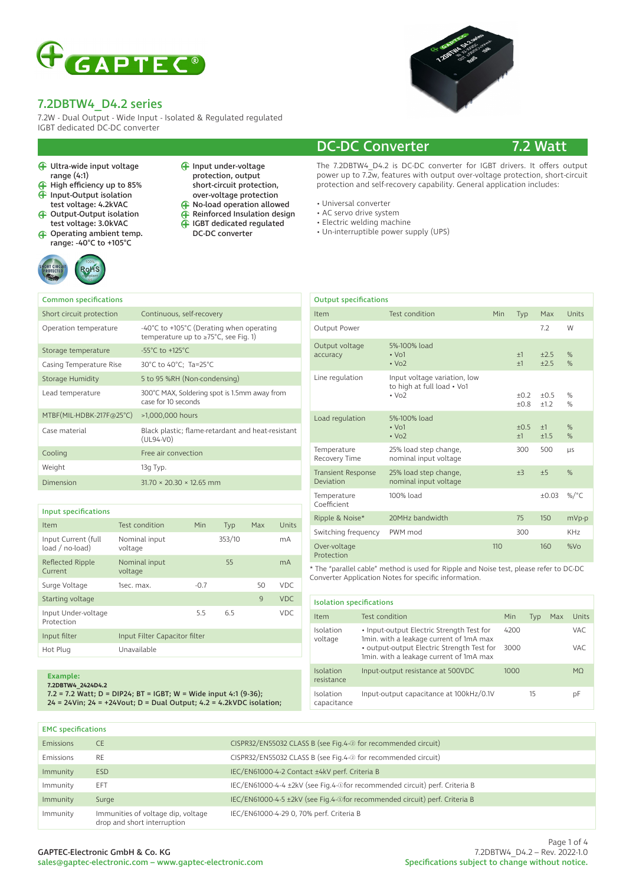# 7.2DBTW4_D4.2 series

7.2W - Dual Output - Wide Input - Isolated & Regulated regulated IGBT dedicated DC-DC converter

## DC-DC Converter — 7.2 Watt

- Ultra-wide input voltage range (4:1)
- High efficiency up to 85%
- Input-Output isolation test voltage: 4.2kVAC
- Output-Output isolation test voltage: 3.0kVAC
- Operating ambient temp. range: -40°C to +105°C
- Input under-voltage protection, output short-circuit protection, over-voltage protection
- No-load operation allowed
- Reinforced Insulation design
- IGBT dedicated regulated DC-DC converter

The 7.2DBTW4_D4.2 is DC-DC converter for IGBT drivers. It offers output power up to 7.2w, features with output over-voltage protection, short-circuit protection and self-recovery capability. General application includes:

- Universal converter
- AC servo drive system
- Electric welding machine
- Un-interruptible power supply (UPS)

### Common specifications

| Item | Specification |
|---|---|
| Short circuit protection | Continuous, self-recovery |
| Operation temperature | -40°C to +105°C (Derating when operating temperature up to ≥75°C, see Fig. 1) |
| Storage temperature | -55°C to +125°C |
| Casing Temperature Rise | 30°C to 40°C; Ta=25°C |
| Storage Humidity | 5 to 95 %RH (Non-condensing) |
| Lead temperature | 300°C MAX, Soldering spot is 1.5mm away from case for 10 seconds |
| MTBF(MIL-HDBK-217F@25°C) | >1,000,000 hours |
| Case material | Black plastic; flame-retardant and heat-resistant (UL94-V0) |
| Cooling | Free air convection |
| Weight | 13g Typ. |
| Dimension | 31.70 × 20.30 × 12.65 mm |

### Input specifications

| Item | Test condition | Min | Typ | Max | Units |
|---|---|---|---|---|---|
| Input Current (full load / no-load) | Nominal input voltage | | 353/10 | | mA |
| Reflected Ripple Current | Nominal input voltage | | 55 | | mA |
| Surge Voltage | 1sec. max. | -0.7 | | 50 | VDC |
| Starting voltage | | | | 9 | VDC |
| Input Under-voltage Protection | | 5.5 | 6.5 | | VDC |
| Input filter | Input Filter Capacitor filter | | | | |
| Hot Plug | Unavailable | | | | |

**Example:**
**7.2DBTW4_2424D4.2**
**7.2 = 7.2 Watt; D = DIP24; BT = IGBT; W = Wide input 4:1 (9-36); 24 = 24Vin; 24 = +24Vout; D = Dual Output; 4.2 = 4.2kVDC isolation;**

### Output specifications

| Item | Test condition | Min | Typ | Max | Units |
|---|---|---|---|---|---|
| Output Power | | | | 7.2 | W |
| Output voltage accuracy | 5%-100% load<br>• Vo1<br>• Vo2 | | ±1<br>±1 | ±2.5<br>±2.5 | %<br>% |
| Line regulation | Input voltage variation, low to high at full load • Vo1<br>• Vo2 | | ±0.2<br>±0.8 | ±0.5<br>±1.2 | %<br>% |
| Load regulation | 5%-100% load<br>• Vo1<br>• Vo2 | | ±0.5<br>±1 | ±1<br>±1.5 | %<br>% |
| Temperature Recovery Time | 25% load step change, nominal input voltage | | 300 | 500 | µs |
| Transient Response Deviation | 25% load step change, nominal input voltage | | ±3 | ±5 | % |
| Temperature Coefficient | 100% load | | | ±0.03 | %/°C |
| Ripple & Noise* | 20MHz bandwidth | | 75 | 150 | mVp-p |
| Switching frequency | PWM mod | | 300 | | KHz |
| Over-voltage Protection | | 110 | | 160 | %Vo |

* The "parallel cable" method is used for Ripple and Noise test, please refer to DC-DC Converter Application Notes for specific information.

### Isolation specifications

| Item | Test condition | Min | Typ | Max | Units |
|---|---|---|---|---|---|
| Isolation voltage | • Input-output Electric Strength Test for 1min. with a leakage current of 1mA max | 4200 | | | VAC |
| | • output-output Electric Strength Test for 1min. with a leakage current of 1mA max | 3000 | | | VAC |
| Isolation resistance | Input-output resistance at 500VDC | 1000 | | | MΩ |
| Isolation capacitance | Input-output capacitance at 100kHz/0.1V | | 15 | | pF |

### EMC specifications

| | | |
|---|---|---|
| Emissions | CE | CISPR32/EN55032 CLASS B (see Fig.4-② for recommended circuit) |
| Emissions | RE | CISPR32/EN55032 CLASS B (see Fig.4-② for recommended circuit) |
| Immunity | ESD | IEC/EN61000-4-2 Contact ±4kV perf. Criteria B |
| Immunity | EFT | IEC/EN61000-4-4 ±2kV (see Fig.4-①for recommended circuit) perf. Criteria B |
| Immunity | Surge | IEC/EN61000-4-5 ±2kV (see Fig.4-①for recommended circuit) perf. Criteria B |
| Immunity | Immunities of voltage dip, voltage drop and short interruption | IEC/EN61000-4-29 0, 70% perf. Criteria B |

GAPTEC-Electronic GmbH & Co. KG
sales@gaptec-electronic.com – www.gaptec-electronic.com

7.2DBTW4_D4.2 – Rev. 2022-1.0
Specifications subject to change without notice.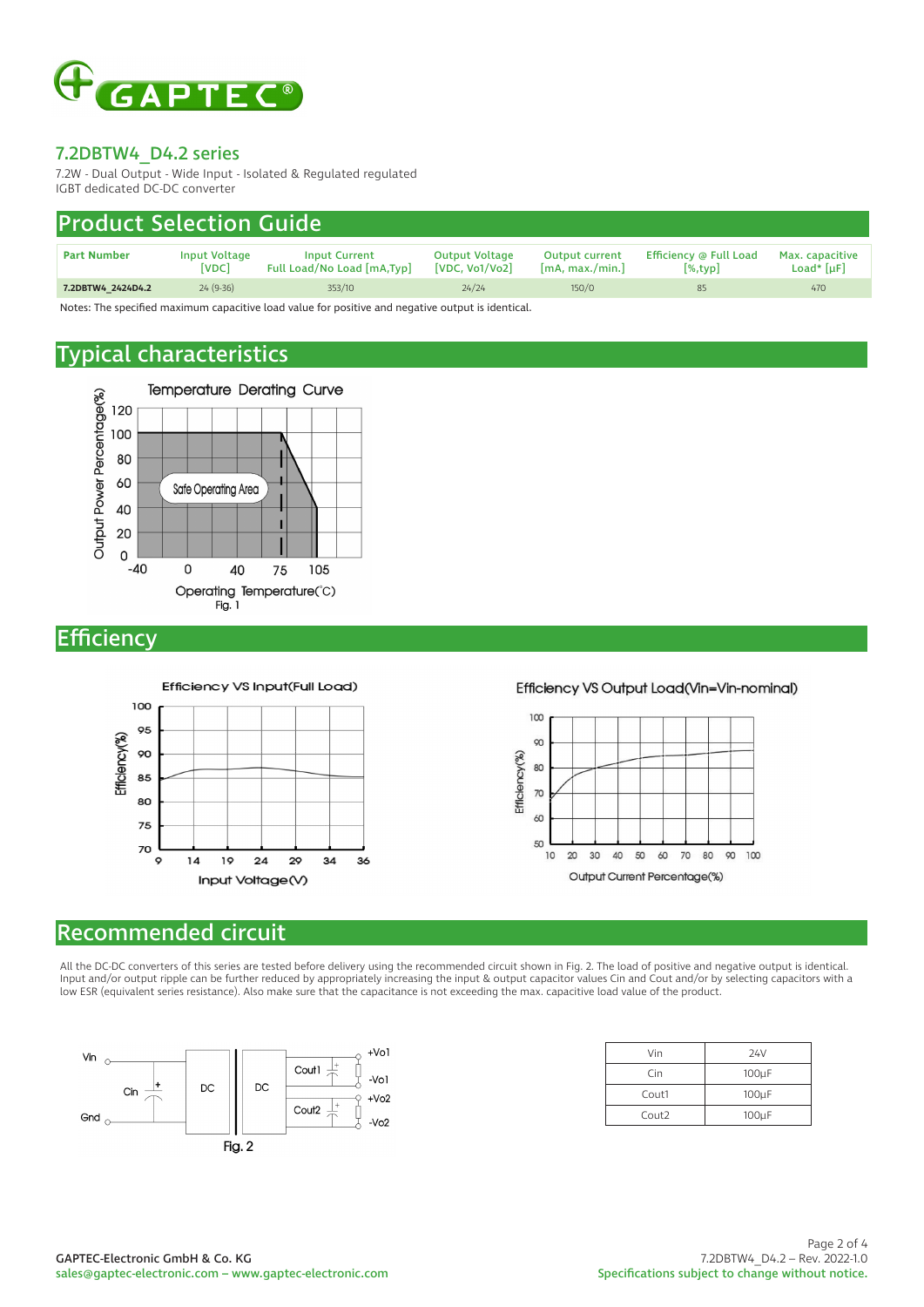# 7.2DBTW4_D4.2 series

7.2W - Dual Output - Wide Input - Isolated & Regulated regulated
IGBT dedicated DC-DC converter

## Product Selection Guide

| Part Number | Input Voltage [VDC] | Input Current Full Load/No Load [mA,Typ] | Output Voltage [VDC, Vo1/Vo2] | Output current [mA, max./min.] | Efficiency @ Full Load [%,typ] | Max. capacitive Load* [µF] |
|---|---|---|---|---|---|---|
| 7.2DBTW4_2424D4.2 | 24 (9-36) | 353/10 | 24/24 | 150/0 | 85 | 470 |

Notes: The specified maximum capacitive load value for positive and negative output is identical.

## Typical characteristics

Fig. 1

## Efficiency

## Recommended circuit

All the DC-DC converters of this series are tested before delivery using the recommended circuit shown in Fig. 2. The load of positive and negative output is identical. Input and/or output ripple can be further reduced by appropriately increasing the input & output capacitor values Cin and Cout and/or by selecting capacitors with a low ESR (equivalent series resistance). Also make sure that the capacitance is not exceeding the max. capacitive load value of the product.

Fig. 2

| Vin | 24V |
|---|---|
| Cin | 100µF |
| Cout1 | 100µF |
| Cout2 | 100µF |

GAPTEC-Electronic GmbH & Co. KG
sales@gaptec-electronic.com – www.gaptec-electronic.com

7.2DBTW4_D4.2 – Rev. 2022-1.0
Specifications subject to change without notice.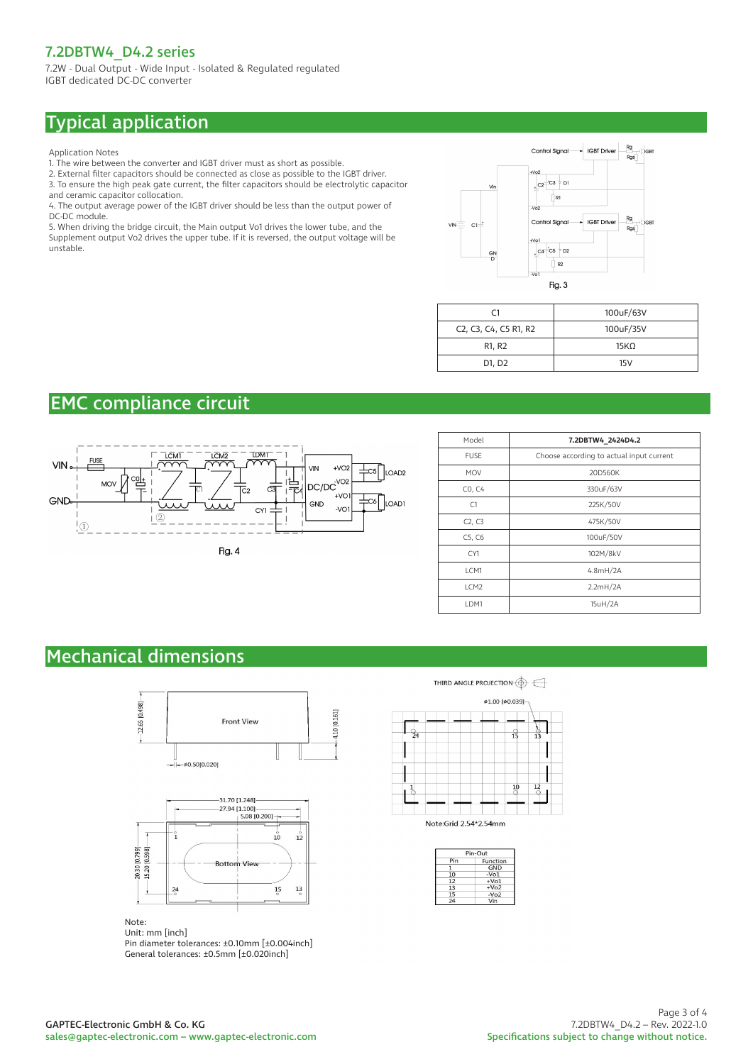## Typical application

Application Notes

1. The wire between the converter and IGBT driver must as short as possible.
2. External filter capacitors should be connected as close as possible to the IGBT driver.
3. To ensure the high peak gate current, the filter capacitors should be electrolytic capacitor and ceramic capacitor collocation.
4. The output average power of the IGBT driver should be less than the output power of DC-DC module.
5. When driving the bridge circuit, the Main output Vo1 drives the lower tube, and the Supplement output Vo2 drives the upper tube. If it is reversed, the output voltage will be unstable.

Fig. 3

| C1 | 100uF/63V |
|---|---|
| C2, C3, C4, C5 R1, R2 | 100uF/35V |
| R1, R2 | 15KΩ |
| D1, D2 | 15V |

## EMC compliance circuit

Fig. 4

| Model | **7.2DBTW4_2424D4.2** |
|---|---|
| FUSE | Choose according to actual input current |
| MOV | 20D560K |
| C0, C4 | 330uF/63V |
| C1 | 225K/50V |
| C2, C3 | 475K/50V |
| C5, C6 | 100uF/50V |
| CY1 | 102M/8kV |
| LCM1 | 4.8mH/2A |
| LCM2 | 2.2mH/2A |
| LDM1 | 15uH/2A |

## Mechanical dimensions

THIRD ANGLE PROJECTION

Note:Grid 2.54*2.54mm

| Pin | Function |
|---|---|
| 1 | GND |
| 10 | -Vo1 |
| 12 | +Vo1 |
| 13 | +Vo2 |
| 15 | -Vo2 |
| 24 | Vin |

Note:
Unit: mm [inch]
Pin diameter tolerances: ±0.10mm [±0.004inch]
General tolerances: ±0.5mm [±0.020inch]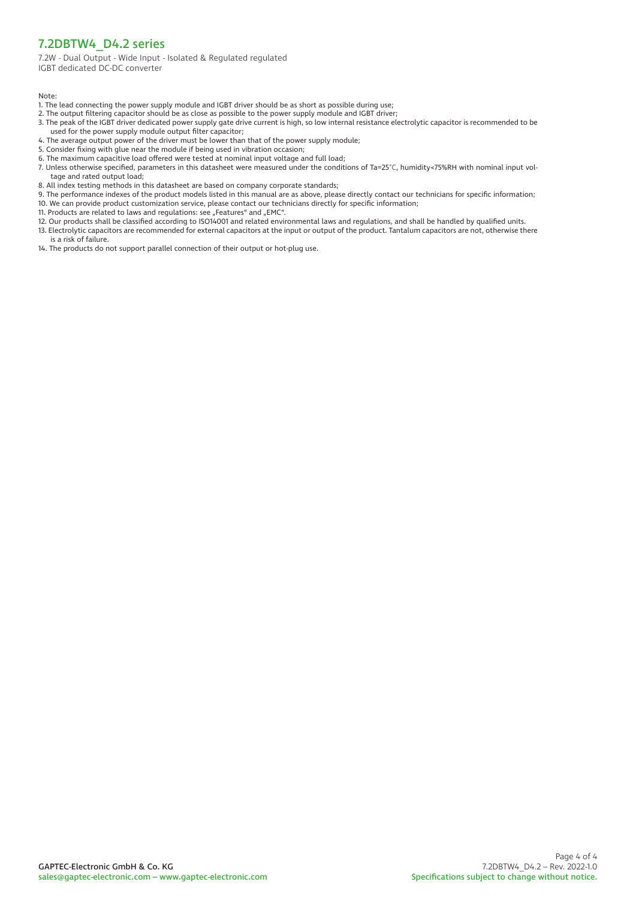Note:

1. The lead connecting the power supply module and IGBT driver should be as short as possible during use;
2. The output filtering capacitor should be as close as possible to the power supply module and IGBT driver;
3. The peak of the IGBT driver dedicated power supply gate drive current is high, so low internal resistance electrolytic capacitor is recommended to be used for the power supply module output filter capacitor;
4. The average output power of the driver must be lower than that of the power supply module;
5. Consider fixing with glue near the module if being used in vibration occasion;
6. The maximum capacitive load offered were tested at nominal input voltage and full load;
7. Unless otherwise specified, parameters in this datasheet were measured under the conditions of Ta=25°C, humidity<75%RH with nominal input voltage and rated output load;
8. All index testing methods in this datasheet are based on company corporate standards;
9. The performance indexes of the product models listed in this manual are as above, please directly contact our technicians for specific information;
10. We can provide product customization service, please contact our technicians directly for specific information;
11. Products are related to laws and regulations: see „Features" and „EMC".
12. Our products shall be classified according to ISO14001 and related environmental laws and regulations, and shall be handled by qualified units.
13. Electrolytic capacitors are recommended for external capacitors at the input or output of the product. Tantalum capacitors are not, otherwise there is a risk of failure.
14. The products do not support parallel connection of their output or hot-plug use.